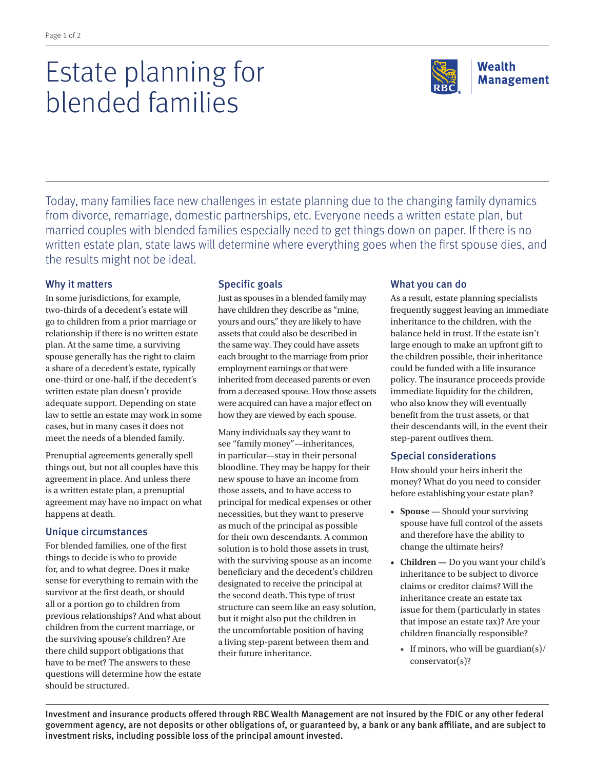# Estate planning for blended families

Today, many families face new challenges in estate planning due to the changing family dynamics from divorce, remarriage, domestic partnerships, etc. Everyone needs a written estate plan, but married couples with blended families especially need to get things down on paper. If there is no written estate plan, state laws will determine where everything goes when the first spouse dies, and the results might not be ideal.

## Why it matters

In some jurisdictions, for example, two-thirds of a decedent's estate will go to children from a prior marriage or relationship if there is no written estate plan. At the same time, a surviving spouse generally has the right to claim a share of a decedent's estate, typically one-third or one-half, if the decedent's written estate plan doesn't provide adequate support. Depending on state law to settle an estate may work in some cases, but in many cases it does not meet the needs of a blended family.

Prenuptial agreements generally spell things out, but not all couples have this agreement in place. And unless there is a written estate plan, a prenuptial agreement may have no impact on what happens at death.

## Unique circumstances

For blended families, one of the first things to decide is who to provide for, and to what degree. Does it make sense for everything to remain with the survivor at the first death, or should all or a portion go to children from previous relationships? And what about children from the current marriage, or the surviving spouse's children? Are there child support obligations that have to be met? The answers to these questions will determine how the estate should be structured.

## Specific goals

Just as spouses in a blended family may have children they describe as "mine, yours and ours," they are likely to have assets that could also be described in the same way. They could have assets each brought to the marriage from prior employment earnings or that were inherited from deceased parents or even from a deceased spouse. How those assets were acquired can have a major effect on how they are viewed by each spouse.

Many individuals say they want to see "family money"—inheritances, in particular—stay in their personal bloodline. They may be happy for their new spouse to have an income from those assets, and to have access to principal for medical expenses or other necessities, but they want to preserve as much of the principal as possible for their own descendants. A common solution is to hold those assets in trust, with the surviving spouse as an income beneficiary and the decedent's children designated to receive the principal at the second death. This type of trust structure can seem like an easy solution, but it might also put the children in the uncomfortable position of having a living step-parent between them and their future inheritance.

## What you can do

As a result, estate planning specialists frequently suggest leaving an immediate inheritance to the children, with the balance held in trust. If the estate isn't large enough to make an upfront gift to the children possible, their inheritance could be funded with a life insurance policy. The insurance proceeds provide immediate liquidity for the children, who also know they will eventually benefit from the trust assets, or that their descendants will, in the event their step-parent outlives them.

## Special considerations

How should your heirs inherit the money? What do you need to consider before establishing your estate plan?

- **Spouse —** Should your surviving spouse have full control of the assets and therefore have the ability to change the ultimate heirs?
- **Children —** Do you want your child's inheritance to be subject to divorce claims or creditor claims? Will the inheritance create an estate tax issue for them (particularly in states that impose an estate tax)? Are your children financially responsible?
  - If minors, who will be guardian(s)/conservator(s)?

**Investment and insurance products offered through RBC Wealth Management are not insured by the FDIC or any other federal government agency, are not deposits or other obligations of, or guaranteed by, a bank or any bank affiliate, and are subject to investment risks, including possible loss of the principal amount invested.**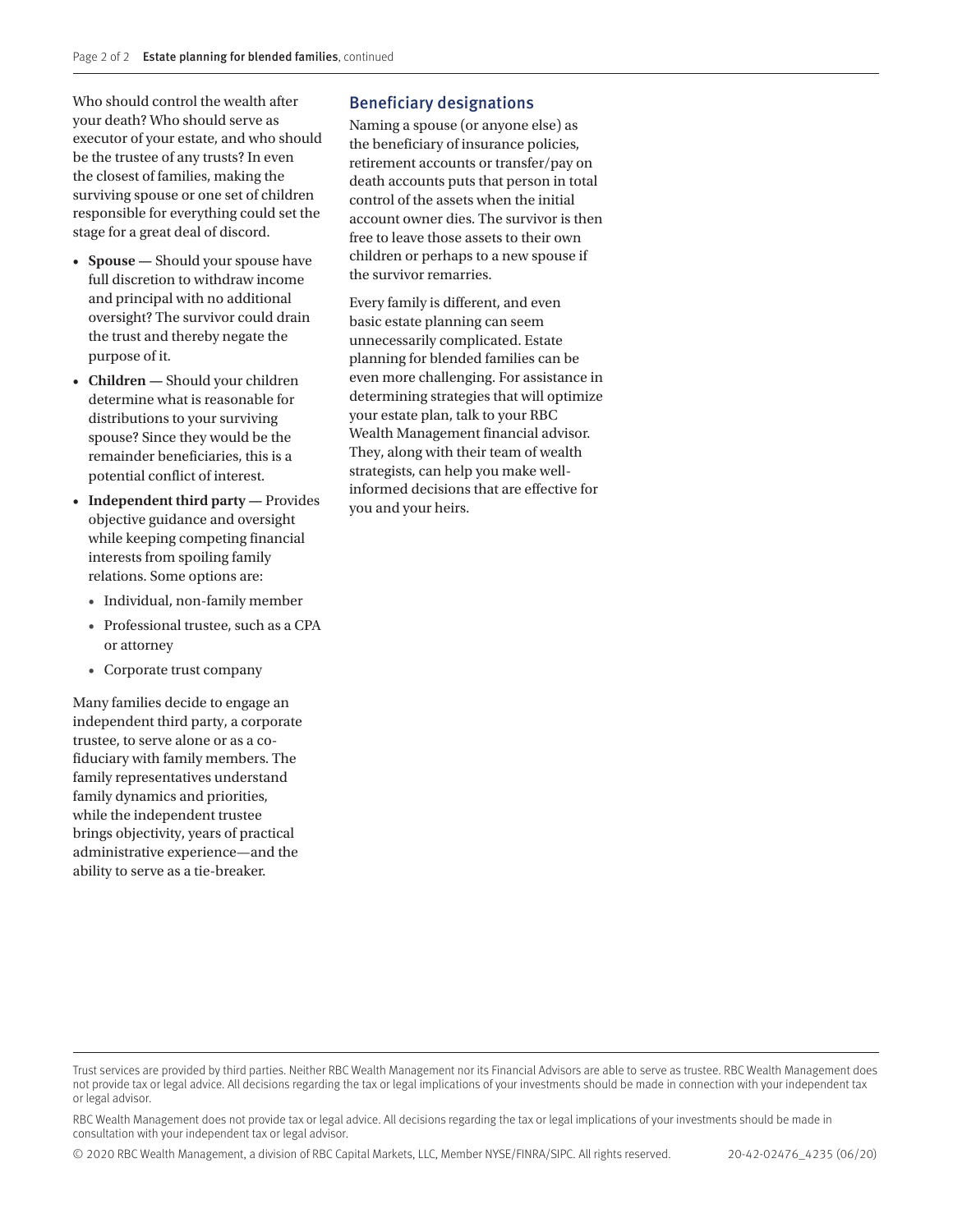Who should control the wealth after your death? Who should serve as executor of your estate, and who should be the trustee of any trusts? In even the closest of families, making the surviving spouse or one set of children responsible for everything could set the stage for a great deal of discord.

- **Spouse —** Should your spouse have full discretion to withdraw income and principal with no additional oversight? The survivor could drain the trust and thereby negate the purpose of it.
- **Children —** Should your children determine what is reasonable for distributions to your surviving spouse? Since they would be the remainder beneficiaries, this is a potential conflict of interest.
- **Independent third party —** Provides objective guidance and oversight while keeping competing financial interests from spoiling family relations. Some options are:
  - Individual, non-family member
  - Professional trustee, such as a CPA or attorney
  - Corporate trust company

Many families decide to engage an independent third party, a corporate trustee, to serve alone or as a co-fiduciary with family members. The family representatives understand family dynamics and priorities, while the independent trustee brings objectivity, years of practical administrative experience—and the ability to serve as a tie-breaker.

## Beneficiary designations

Naming a spouse (or anyone else) as the beneficiary of insurance policies, retirement accounts or transfer/pay on death accounts puts that person in total control of the assets when the initial account owner dies. The survivor is then free to leave those assets to their own children or perhaps to a new spouse if the survivor remarries.

Every family is different, and even basic estate planning can seem unnecessarily complicated. Estate planning for blended families can be even more challenging. For assistance in determining strategies that will optimize your estate plan, talk to your RBC Wealth Management financial advisor. They, along with their team of wealth strategists, can help you make well-informed decisions that are effective for you and your heirs.

---

Trust services are provided by third parties. Neither RBC Wealth Management nor its Financial Advisors are able to serve as trustee. RBC Wealth Management does not provide tax or legal advice. All decisions regarding the tax or legal implications of your investments should be made in connection with your independent tax or legal advisor.

RBC Wealth Management does not provide tax or legal advice. All decisions regarding the tax or legal implications of your investments should be made in consultation with your independent tax or legal advisor.

© 2020 RBC Wealth Management, a division of RBC Capital Markets, LLC, Member NYSE/FINRA/SIPC. All rights reserved. 20-42-02476_4235 (06/20)